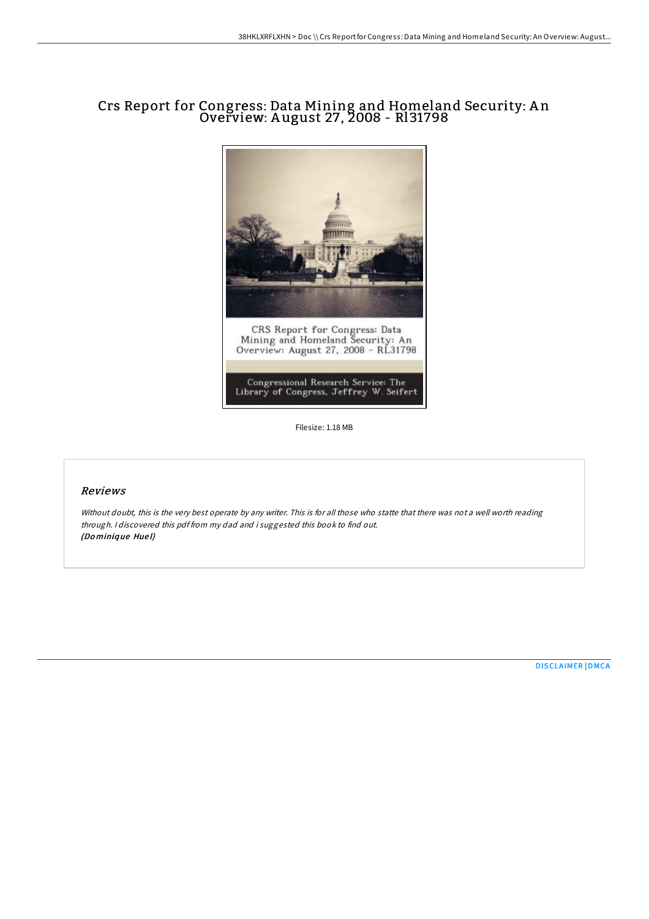# Crs Report for Congress: Data Mining and Homeland Security: An Overview: August 27, 2008 - Rl31798

Filesize: 1.18 MB

## *Reviews*

*Without doubt, this is the very best operate by any writer. This is for all those who statte that there was not a well worth reading through. I discovered this pdf from my dad and i suggested this book to find out.*
***(Dominique Huel)***

DISCLAIMER | DMCA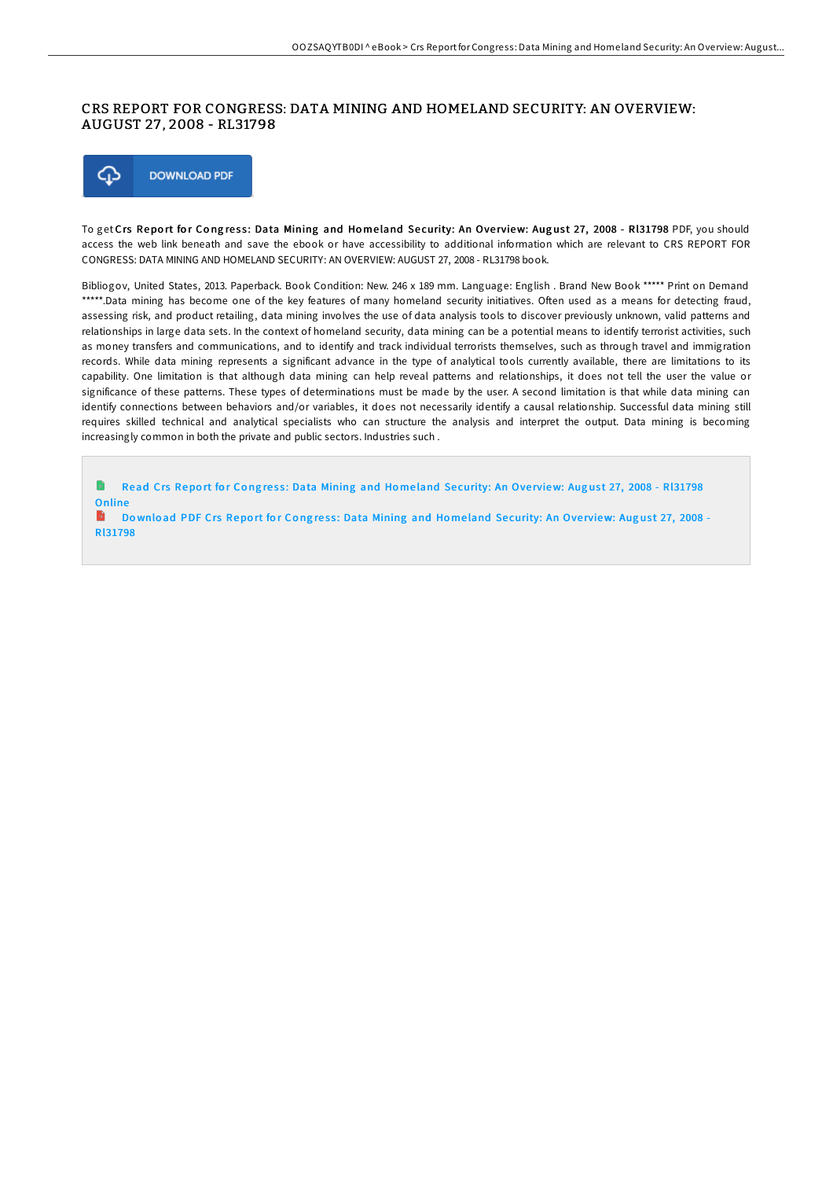# CRS REPORT FOR CONGRESS: DATA MINING AND HOMELAND SECURITY: AN OVERVIEW: AUGUST 27, 2008 - RL31798

DOWNLOAD PDF

To get **Crs Report for Congress: Data Mining and Homeland Security: An Overview: August 27, 2008 - Rl31798** PDF, you should access the web link beneath and save the ebook or have accessibility to additional information which are relevant to CRS REPORT FOR CONGRESS: DATA MINING AND HOMELAND SECURITY: AN OVERVIEW: AUGUST 27, 2008 - RL31798 book.

Bibliogov, United States, 2013. Paperback. Book Condition: New. 246 x 189 mm. Language: English . Brand New Book ***** Print on Demand *****.Data mining has become one of the key features of many homeland security initiatives. Often used as a means for detecting fraud, assessing risk, and product retailing, data mining involves the use of data analysis tools to discover previously unknown, valid patterns and relationships in large data sets. In the context of homeland security, data mining can be a potential means to identify terrorist activities, such as money transfers and communications, and to identify and track individual terrorists themselves, such as through travel and immigration records. While data mining represents a significant advance in the type of analytical tools currently available, there are limitations to its capability. One limitation is that although data mining can help reveal patterns and relationships, it does not tell the user the value or significance of these patterns. These types of determinations must be made by the user. A second limitation is that while data mining can identify connections between behaviors and/or variables, it does not necessarily identify a causal relationship. Successful data mining still requires skilled technical and analytical specialists who can structure the analysis and interpret the output. Data mining is becoming increasingly common in both the private and public sectors. Industries such .

Read Crs Report for Congress: Data Mining and Homeland Security: An Overview: August 27, 2008 - Rl31798 Online

Download PDF Crs Report for Congress: Data Mining and Homeland Security: An Overview: August 27, 2008 - Rl31798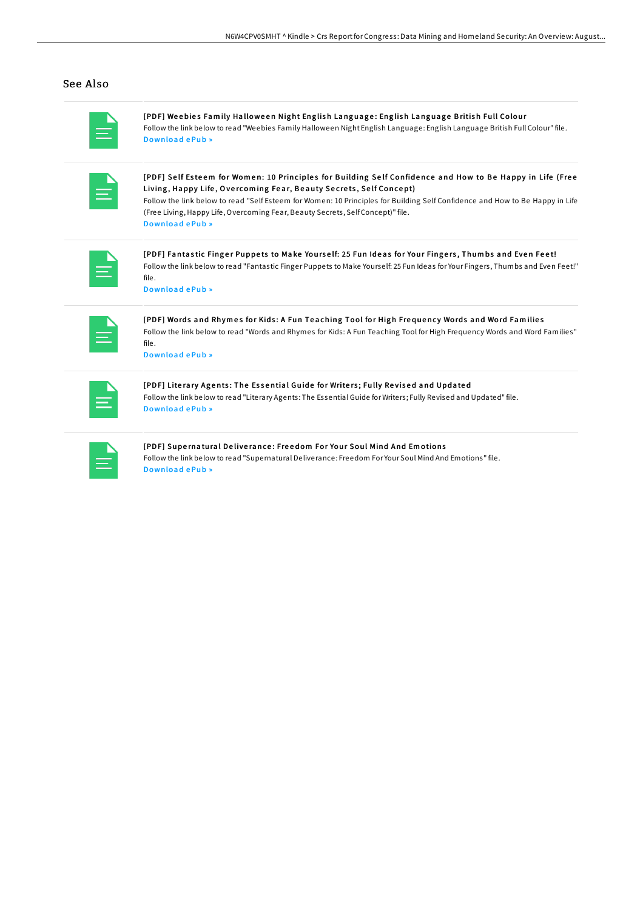## See Also

**[PDF] Weebies Family Halloween Night English Language: English Language British Full Colour**

Follow the link below to read "Weebies Family Halloween Night English Language: English Language British Full Colour" file.

Download ePub »

**[PDF] Self Esteem for Women: 10 Principles for Building Self Confidence and How to Be Happy in Life (Free Living, Happy Life, Overcoming Fear, Beauty Secrets, Self Concept)**

Follow the link below to read "Self Esteem for Women: 10 Principles for Building Self Confidence and How to Be Happy in Life (Free Living, Happy Life, Overcoming Fear, Beauty Secrets, Self Concept)" file.

Download ePub »

**[PDF] Fantastic Finger Puppets to Make Yourself: 25 Fun Ideas for Your Fingers, Thumbs and Even Feet!**

Follow the link below to read "Fantastic Finger Puppets to Make Yourself: 25 Fun Ideas for Your Fingers, Thumbs and Even Feet!" file.

Download ePub »

**[PDF] Words and Rhymes for Kids: A Fun Teaching Tool for High Frequency Words and Word Families**

Follow the link below to read "Words and Rhymes for Kids: A Fun Teaching Tool for High Frequency Words and Word Families" file.

Download ePub »

**[PDF] Literary Agents: The Essential Guide for Writers; Fully Revised and Updated**

Follow the link below to read "Literary Agents: The Essential Guide for Writers; Fully Revised and Updated" file.

Download ePub »

**[PDF] Supernatural Deliverance: Freedom For Your Soul Mind And Emotions**

Follow the link below to read "Supernatural Deliverance: Freedom For Your Soul Mind And Emotions" file.

Download ePub »